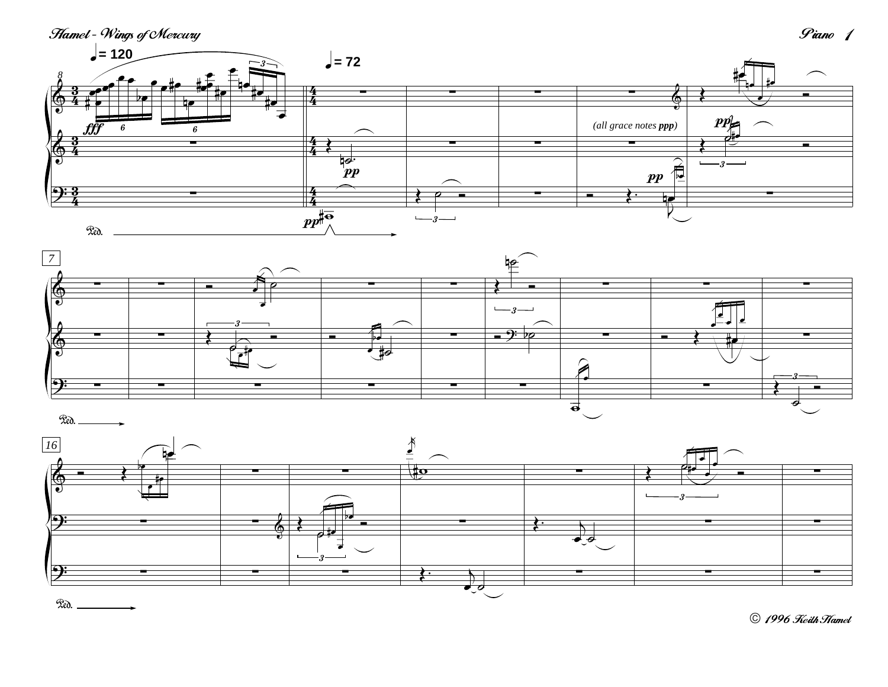♩= 120

♩= 72

*(all grace notes* ***ppp****)*

© 1996 Keith Hamel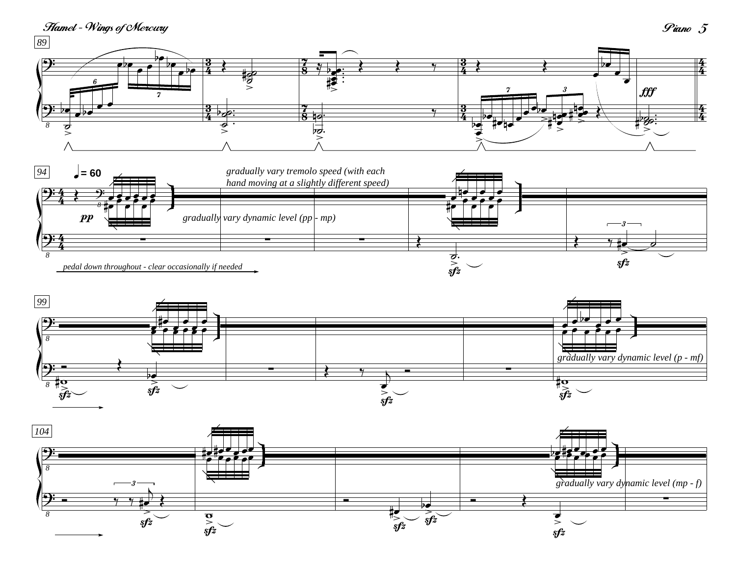*gradually vary tremolo speed (with each hand moving at a slightly different speed)*

*gradually vary dynamic level (pp - mp)*

*pedal down throughout - clear occasionally if needed*

*gradually vary dynamic level (p - mf)*

*gradually vary dynamic level (mp - f)*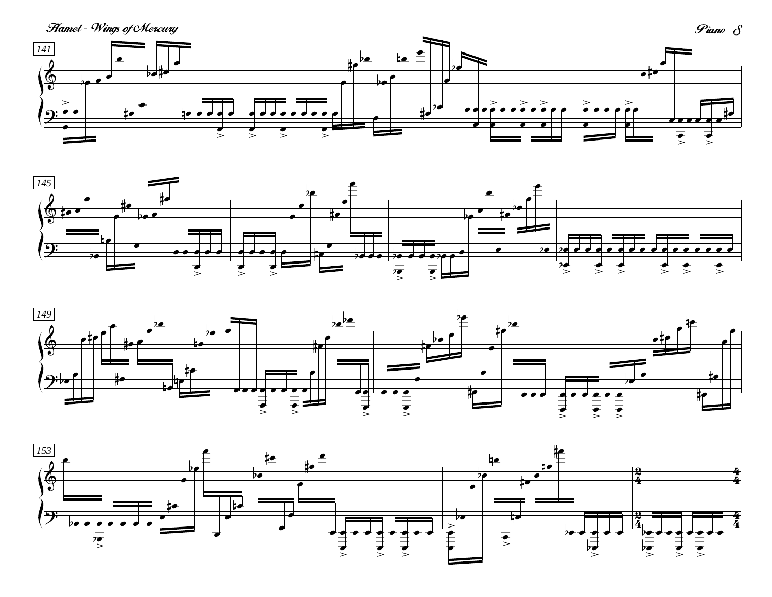141

145

149

153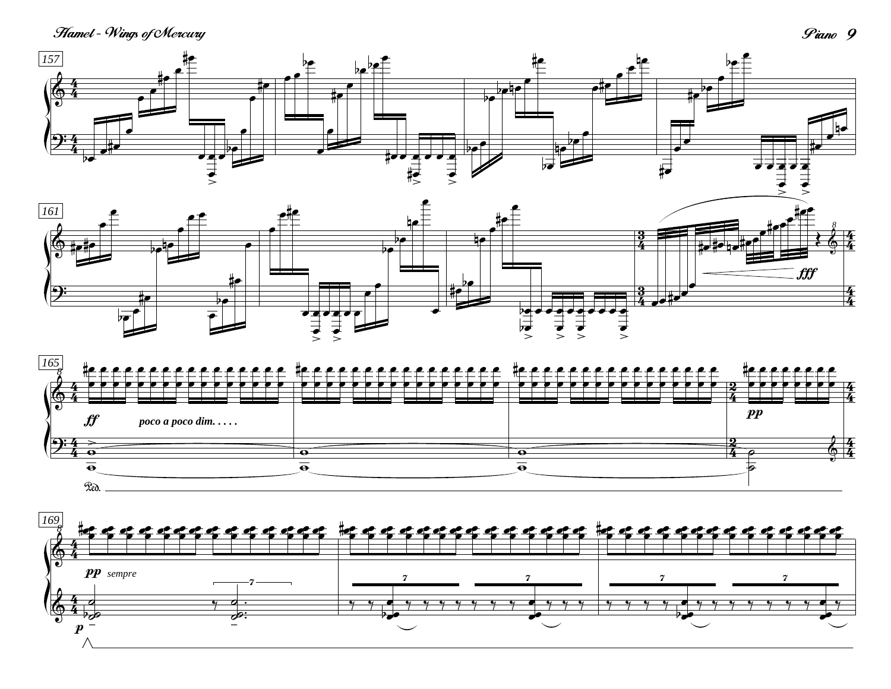157

161

165

*ff* *poco a poco dim. . . . .*

*pp*

169

*pp* *sempre*

*p*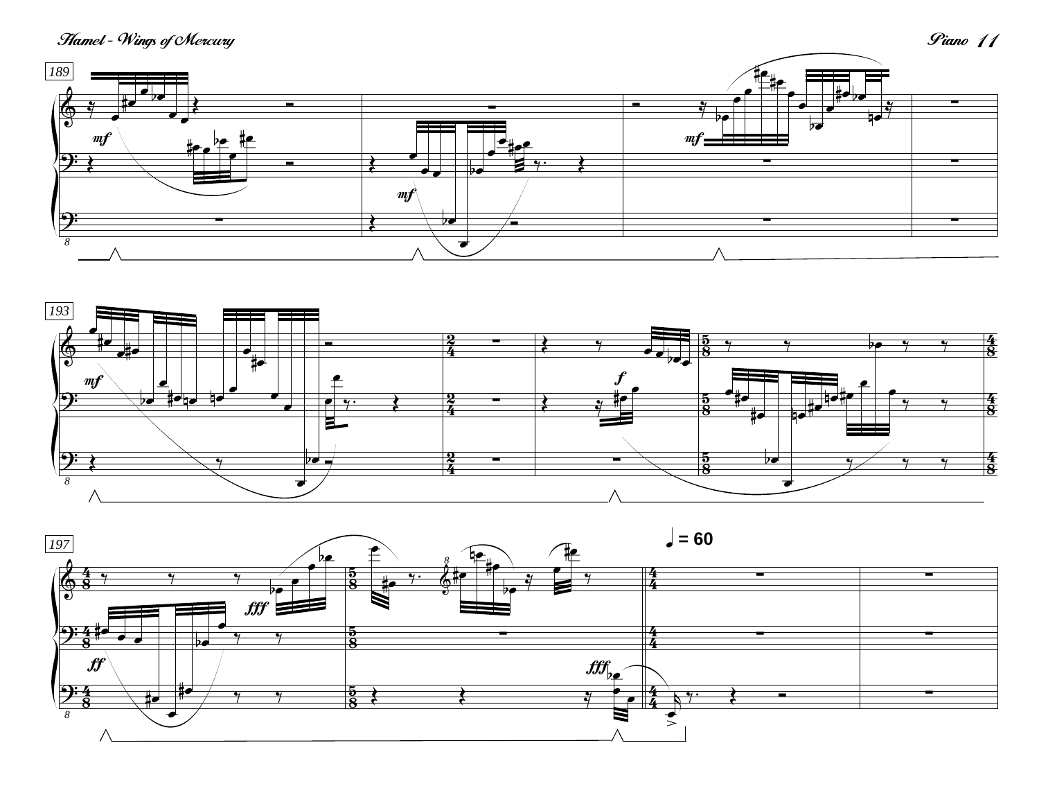189

193

197

♩ = 60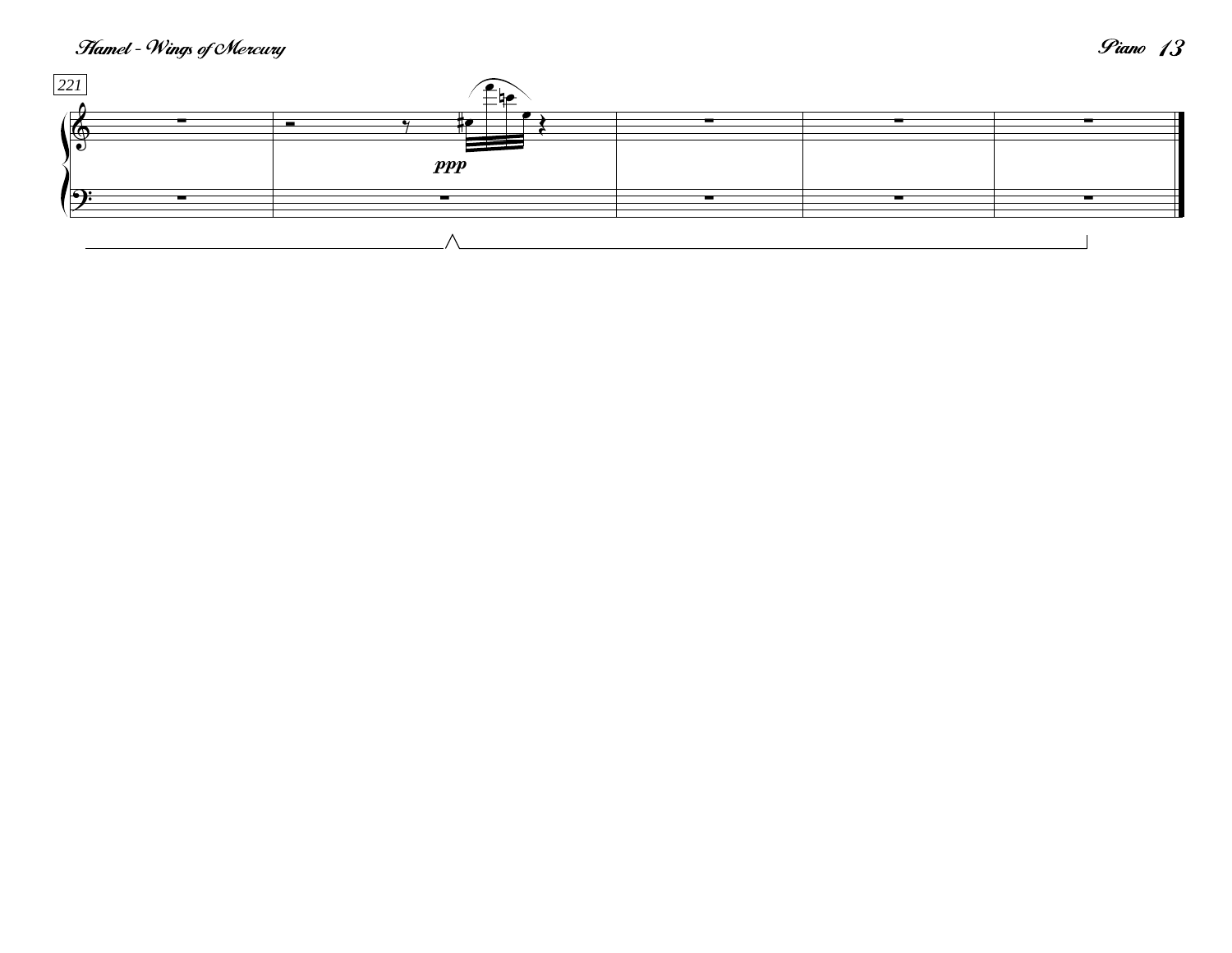221

*ppp*